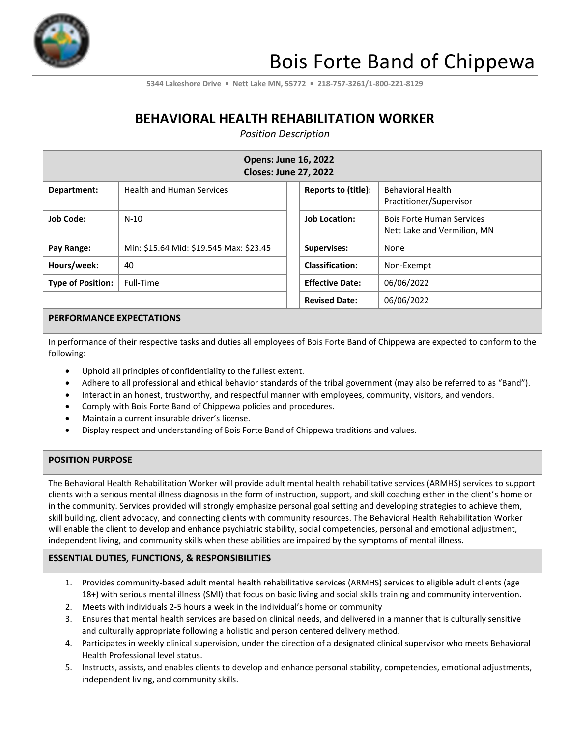# Bois Forte Band of Chippewa

**5344 Lakeshore Drive ▪ Nett Lake MN, 55772 ▪ 218-757-3261/1-800-221-8129**

## BEHAVIORAL HEALTH REHABILITATION WORKER

*Position Description*

| **Opens: June 16, 2022<br>Closes: June 27, 2022** | | | |
|---|---|---|---|
| **Department:** | Health and Human Services | **Reports to (title):** | Behavioral Health Practitioner/Supervisor |
| **Job Code:** | N-10 | **Job Location:** | Bois Forte Human Services Nett Lake and Vermilion, MN |
| **Pay Range:** | Min: $15.64 Mid: $19.545 Max: $23.45 | **Supervises:** | None |
| **Hours/week:** | 40 | **Classification:** | Non-Exempt |
| **Type of Position:** | Full-Time | **Effective Date:** | 06/06/2022 |
| | | **Revised Date:** | 06/06/2022 |

### PERFORMANCE EXPECTATIONS

In performance of their respective tasks and duties all employees of Bois Forte Band of Chippewa are expected to conform to the following:

- Uphold all principles of confidentiality to the fullest extent.
- Adhere to all professional and ethical behavior standards of the tribal government (may also be referred to as "Band").
- Interact in an honest, trustworthy, and respectful manner with employees, community, visitors, and vendors.
- Comply with Bois Forte Band of Chippewa policies and procedures.
- Maintain a current insurable driver's license.
- Display respect and understanding of Bois Forte Band of Chippewa traditions and values.

### POSITION PURPOSE

The Behavioral Health Rehabilitation Worker will provide adult mental health rehabilitative services (ARMHS) services to support clients with a serious mental illness diagnosis in the form of instruction, support, and skill coaching either in the client's home or in the community. Services provided will strongly emphasize personal goal setting and developing strategies to achieve them, skill building, client advocacy, and connecting clients with community resources. The Behavioral Health Rehabilitation Worker will enable the client to develop and enhance psychiatric stability, social competencies, personal and emotional adjustment, independent living, and community skills when these abilities are impaired by the symptoms of mental illness.

### ESSENTIAL DUTIES, FUNCTIONS, & RESPONSIBILITIES

1. Provides community-based adult mental health rehabilitative services (ARMHS) services to eligible adult clients (age 18+) with serious mental illness (SMI) that focus on basic living and social skills training and community intervention.
2. Meets with individuals 2-5 hours a week in the individual's home or community
3. Ensures that mental health services are based on clinical needs, and delivered in a manner that is culturally sensitive and culturally appropriate following a holistic and person centered delivery method.
4. Participates in weekly clinical supervision, under the direction of a designated clinical supervisor who meets Behavioral Health Professional level status.
5. Instructs, assists, and enables clients to develop and enhance personal stability, competencies, emotional adjustments, independent living, and community skills.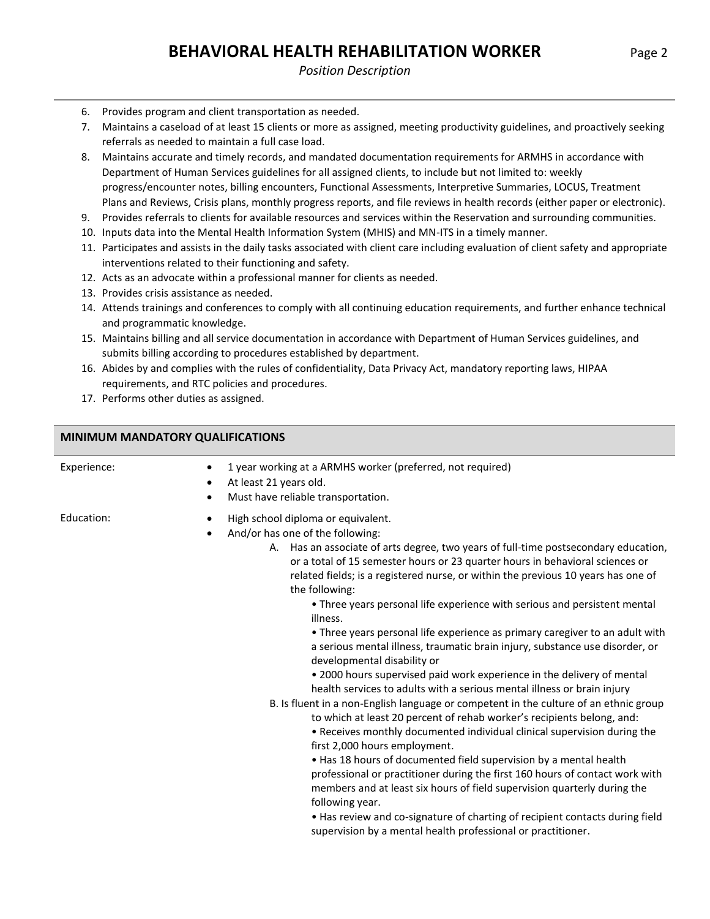6. Provides program and client transportation as needed.
7. Maintains a caseload of at least 15 clients or more as assigned, meeting productivity guidelines, and proactively seeking referrals as needed to maintain a full case load.
8. Maintains accurate and timely records, and mandated documentation requirements for ARMHS in accordance with Department of Human Services guidelines for all assigned clients, to include but not limited to: weekly progress/encounter notes, billing encounters, Functional Assessments, Interpretive Summaries, LOCUS, Treatment Plans and Reviews, Crisis plans, monthly progress reports, and file reviews in health records (either paper or electronic).
9. Provides referrals to clients for available resources and services within the Reservation and surrounding communities.
10. Inputs data into the Mental Health Information System (MHIS) and MN-ITS in a timely manner.
11. Participates and assists in the daily tasks associated with client care including evaluation of client safety and appropriate interventions related to their functioning and safety.
12. Acts as an advocate within a professional manner for clients as needed.
13. Provides crisis assistance as needed.
14. Attends trainings and conferences to comply with all continuing education requirements, and further enhance technical and programmatic knowledge.
15. Maintains billing and all service documentation in accordance with Department of Human Services guidelines, and submits billing according to procedures established by department.
16. Abides by and complies with the rules of confidentiality, Data Privacy Act, mandatory reporting laws, HIPAA requirements, and RTC policies and procedures.
17. Performs other duties as assigned.

## MINIMUM MANDATORY QUALIFICATIONS

**Experience:**

- 1 year working at a ARMHS worker (preferred, not required)
- At least 21 years old.
- Must have reliable transportation.

**Education:**

- High school diploma or equivalent.
- And/or has one of the following:
  - A. Has an associate of arts degree, two years of full-time postsecondary education, or a total of 15 semester hours or 23 quarter hours in behavioral sciences or related fields; is a registered nurse, or within the previous 10 years has one of the following:
    - Three years personal life experience with serious and persistent mental illness.
    - Three years personal life experience as primary caregiver to an adult with a serious mental illness, traumatic brain injury, substance use disorder, or developmental disability or
    - 2000 hours supervised paid work experience in the delivery of mental health services to adults with a serious mental illness or brain injury
  - B. Is fluent in a non-English language or competent in the culture of an ethnic group to which at least 20 percent of rehab worker's recipients belong, and:
    - Receives monthly documented individual clinical supervision during the first 2,000 hours employment.
    - Has 18 hours of documented field supervision by a mental health professional or practitioner during the first 160 hours of contact work with members and at least six hours of field supervision quarterly during the following year.
    - Has review and co-signature of charting of recipient contacts during field supervision by a mental health professional or practitioner.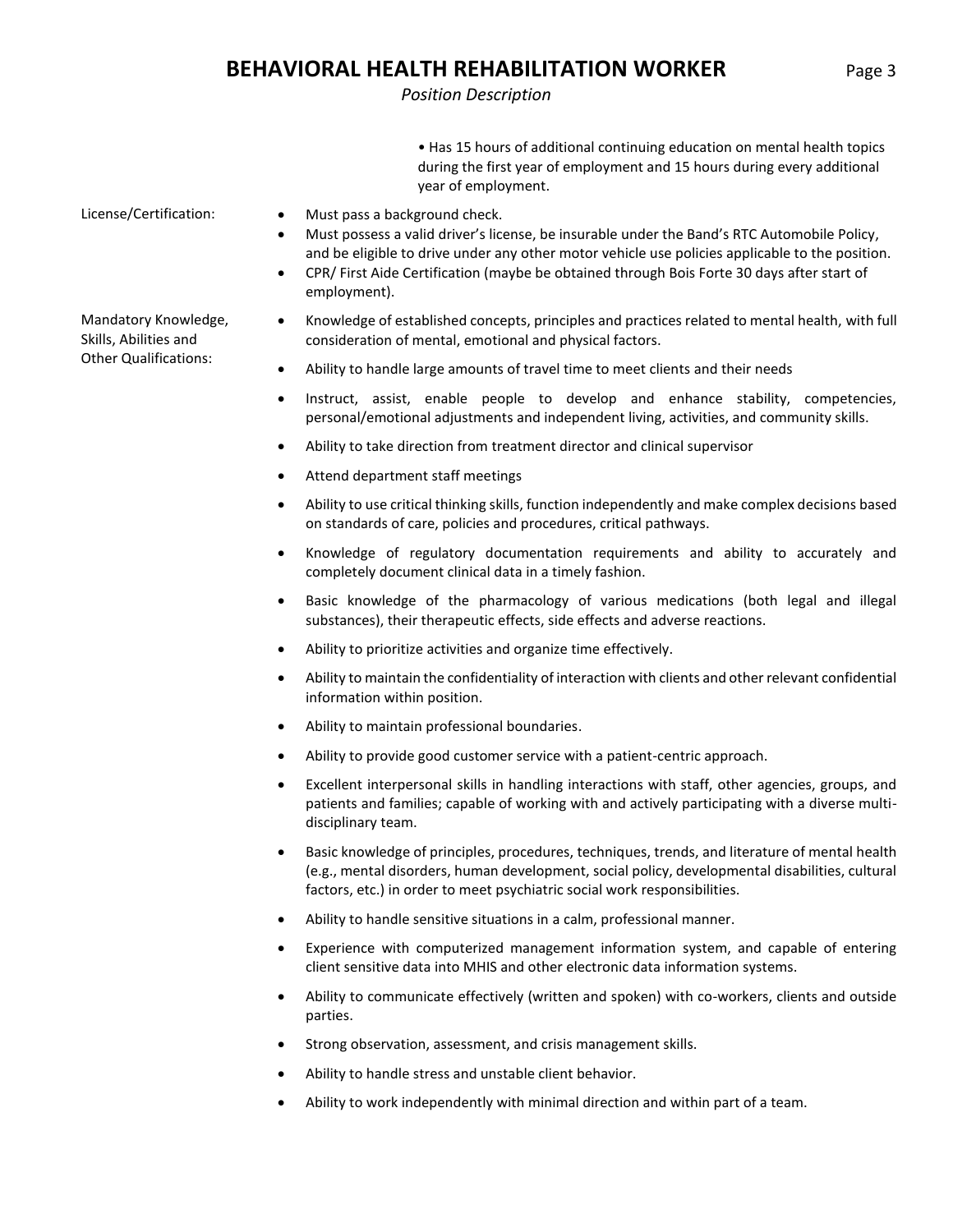- Has 15 hours of additional continuing education on mental health topics during the first year of employment and 15 hours during every additional year of employment.

**License/Certification:**

- Must pass a background check.
- Must possess a valid driver's license, be insurable under the Band's RTC Automobile Policy, and be eligible to drive under any other motor vehicle use policies applicable to the position.
- CPR/ First Aide Certification (maybe be obtained through Bois Forte 30 days after start of employment).

**Mandatory Knowledge, Skills, Abilities and Other Qualifications:**

- Knowledge of established concepts, principles and practices related to mental health, with full consideration of mental, emotional and physical factors.
- Ability to handle large amounts of travel time to meet clients and their needs
- Instruct, assist, enable people to develop and enhance stability, competencies, personal/emotional adjustments and independent living, activities, and community skills.
- Ability to take direction from treatment director and clinical supervisor
- Attend department staff meetings
- Ability to use critical thinking skills, function independently and make complex decisions based on standards of care, policies and procedures, critical pathways.
- Knowledge of regulatory documentation requirements and ability to accurately and completely document clinical data in a timely fashion.
- Basic knowledge of the pharmacology of various medications (both legal and illegal substances), their therapeutic effects, side effects and adverse reactions.
- Ability to prioritize activities and organize time effectively.
- Ability to maintain the confidentiality of interaction with clients and other relevant confidential information within position.
- Ability to maintain professional boundaries.
- Ability to provide good customer service with a patient-centric approach.
- Excellent interpersonal skills in handling interactions with staff, other agencies, groups, and patients and families; capable of working with and actively participating with a diverse multi-disciplinary team.
- Basic knowledge of principles, procedures, techniques, trends, and literature of mental health (e.g., mental disorders, human development, social policy, developmental disabilities, cultural factors, etc.) in order to meet psychiatric social work responsibilities.
- Ability to handle sensitive situations in a calm, professional manner.
- Experience with computerized management information system, and capable of entering client sensitive data into MHIS and other electronic data information systems.
- Ability to communicate effectively (written and spoken) with co-workers, clients and outside parties.
- Strong observation, assessment, and crisis management skills.
- Ability to handle stress and unstable client behavior.
- Ability to work independently with minimal direction and within part of a team.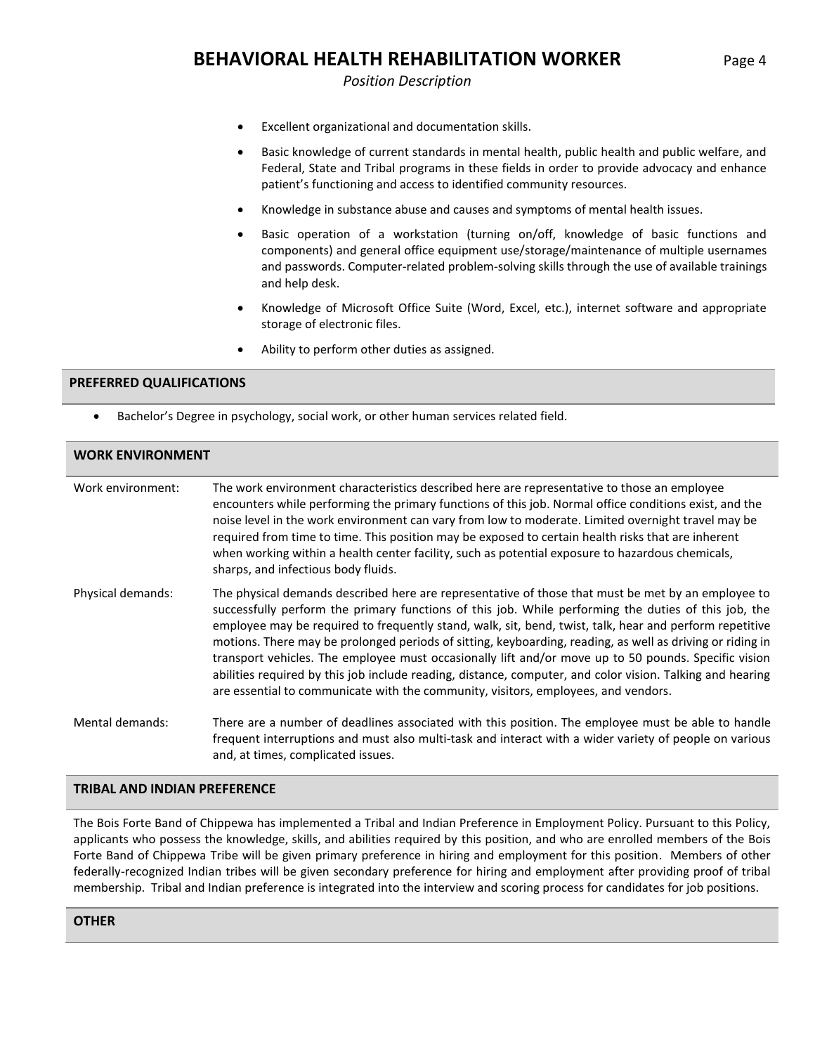- Excellent organizational and documentation skills.
- Basic knowledge of current standards in mental health, public health and public welfare, and Federal, State and Tribal programs in these fields in order to provide advocacy and enhance patient's functioning and access to identified community resources.
- Knowledge in substance abuse and causes and symptoms of mental health issues.
- Basic operation of a workstation (turning on/off, knowledge of basic functions and components) and general office equipment use/storage/maintenance of multiple usernames and passwords. Computer-related problem-solving skills through the use of available trainings and help desk.
- Knowledge of Microsoft Office Suite (Word, Excel, etc.), internet software and appropriate storage of electronic files.
- Ability to perform other duties as assigned.

## PREFERRED QUALIFICATIONS

- Bachelor's Degree in psychology, social work, or other human services related field.

## WORK ENVIRONMENT

**Work environment:** The work environment characteristics described here are representative to those an employee encounters while performing the primary functions of this job. Normal office conditions exist, and the noise level in the work environment can vary from low to moderate. Limited overnight travel may be required from time to time. This position may be exposed to certain health risks that are inherent when working within a health center facility, such as potential exposure to hazardous chemicals, sharps, and infectious body fluids.

**Physical demands:** The physical demands described here are representative of those that must be met by an employee to successfully perform the primary functions of this job. While performing the duties of this job, the employee may be required to frequently stand, walk, sit, bend, twist, talk, hear and perform repetitive motions. There may be prolonged periods of sitting, keyboarding, reading, as well as driving or riding in transport vehicles. The employee must occasionally lift and/or move up to 50 pounds. Specific vision abilities required by this job include reading, distance, computer, and color vision. Talking and hearing are essential to communicate with the community, visitors, employees, and vendors.

**Mental demands:** There are a number of deadlines associated with this position. The employee must be able to handle frequent interruptions and must also multi-task and interact with a wider variety of people on various and, at times, complicated issues.

## TRIBAL AND INDIAN PREFERENCE

The Bois Forte Band of Chippewa has implemented a Tribal and Indian Preference in Employment Policy. Pursuant to this Policy, applicants who possess the knowledge, skills, and abilities required by this position, and who are enrolled members of the Bois Forte Band of Chippewa Tribe will be given primary preference in hiring and employment for this position. Members of other federally-recognized Indian tribes will be given secondary preference for hiring and employment after providing proof of tribal membership. Tribal and Indian preference is integrated into the interview and scoring process for candidates for job positions.

## OTHER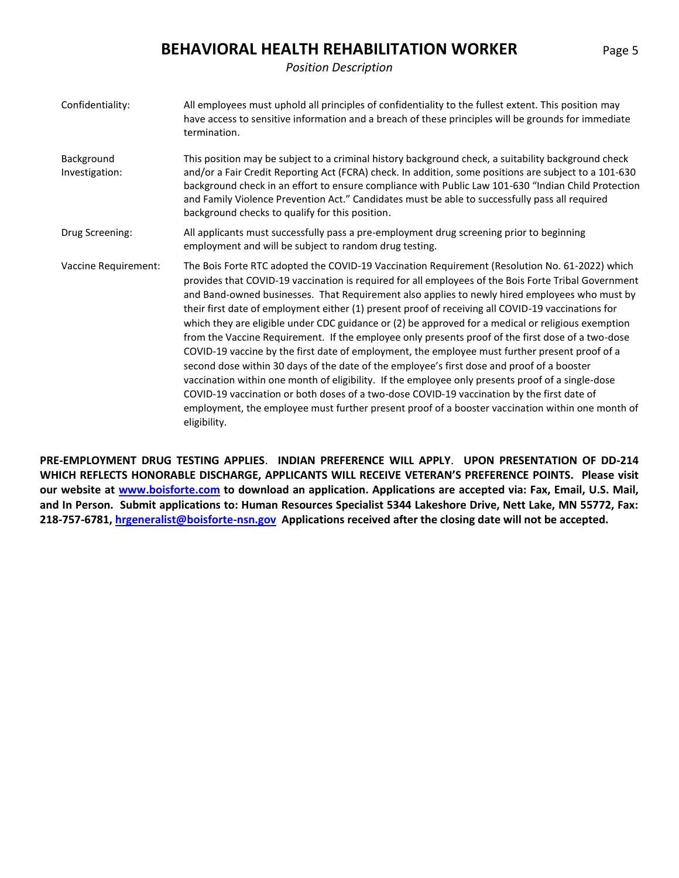| | |
|---|---|
| Confidentiality: | All employees must uphold all principles of confidentiality to the fullest extent. This position may have access to sensitive information and a breach of these principles will be grounds for immediate termination. |
| Background Investigation: | This position may be subject to a criminal history background check, a suitability background check and/or a Fair Credit Reporting Act (FCRA) check. In addition, some positions are subject to a 101-630 background check in an effort to ensure compliance with Public Law 101-630 "Indian Child Protection and Family Violence Prevention Act." Candidates must be able to successfully pass all required background checks to qualify for this position. |
| Drug Screening: | All applicants must successfully pass a pre-employment drug screening prior to beginning employment and will be subject to random drug testing. |
| Vaccine Requirement: | The Bois Forte RTC adopted the COVID-19 Vaccination Requirement (Resolution No. 61-2022) which provides that COVID-19 vaccination is required for all employees of the Bois Forte Tribal Government and Band-owned businesses. That Requirement also applies to newly hired employees who must by their first date of employment either (1) present proof of receiving all COVID-19 vaccinations for which they are eligible under CDC guidance or (2) be approved for a medical or religious exemption from the Vaccine Requirement. If the employee only presents proof of the first dose of a two-dose COVID-19 vaccine by the first date of employment, the employee must further present proof of a second dose within 30 days of the date of the employee's first dose and proof of a booster vaccination within one month of eligibility. If the employee only presents proof of a single-dose COVID-19 vaccination or both doses of a two-dose COVID-19 vaccination by the first date of employment, the employee must further present proof of a booster vaccination within one month of eligibility. |

**PRE-EMPLOYMENT DRUG TESTING APPLIES. INDIAN PREFERENCE WILL APPLY. UPON PRESENTATION OF DD-214 WHICH REFLECTS HONORABLE DISCHARGE, APPLICANTS WILL RECEIVE VETERAN'S PREFERENCE POINTS. Please visit our website at [www.boisforte.com](http://www.boisforte.com) to download an application. Applications are accepted via: Fax, Email, U.S. Mail, and In Person. Submit applications to: Human Resources Specialist 5344 Lakeshore Drive, Nett Lake, MN 55772, Fax: 218-757-6781, [hrgeneralist@boisforte-nsn.gov](mailto:hrgeneralist@boisforte-nsn.gov) Applications received after the closing date will not be accepted.**